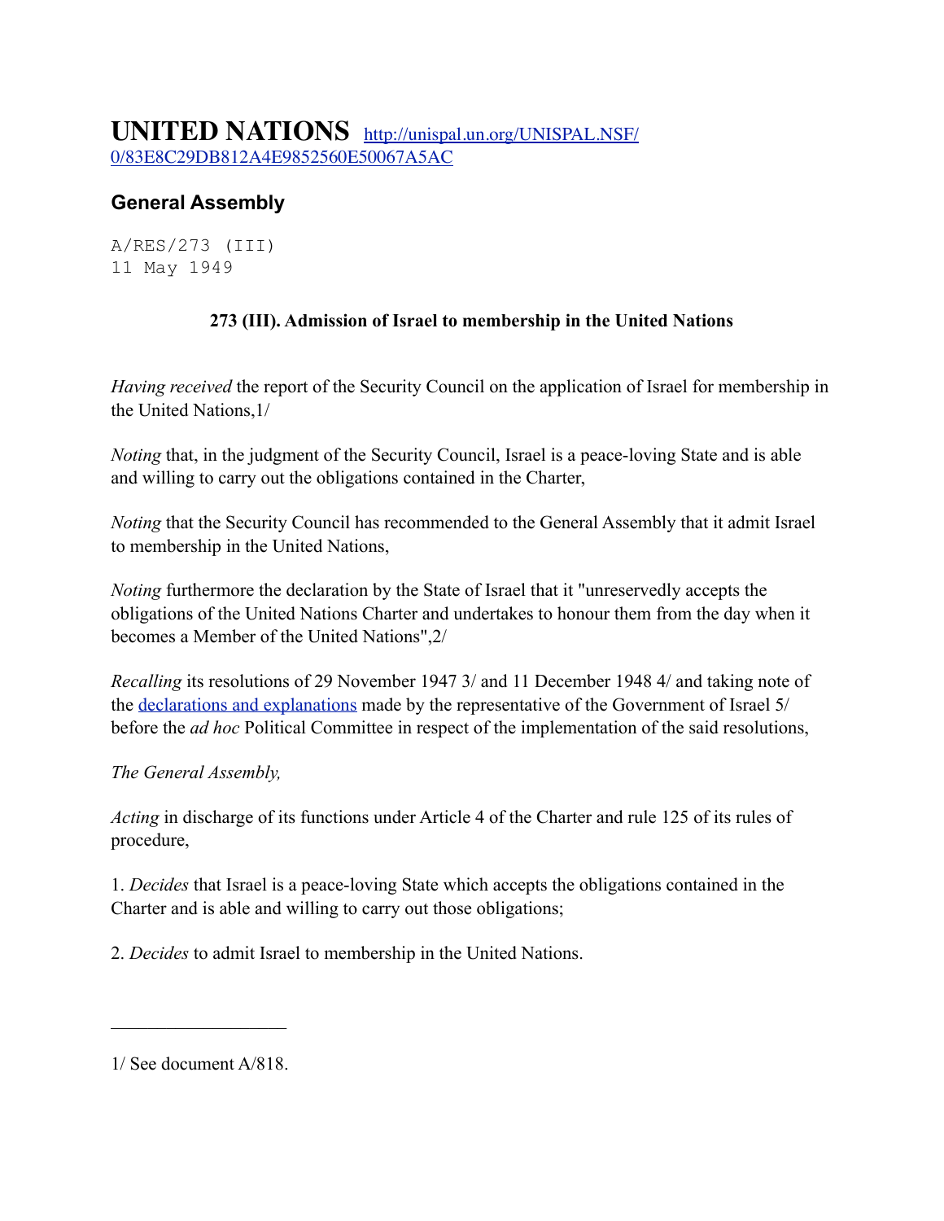# UNITED NATIONS [http://unispal.un.org/UNISPAL.NSF/0/83E8C29DB812A4E9852560E50067A5AC](http://unispal.un.org/UNISPAL.NSF/0/83E8C29DB812A4E9852560E50067A5AC)

## General Assembly

A/RES/273 (III)
11 May 1949

**273 (III). Admission of Israel to membership in the United Nations**

*Having received* the report of the Security Council on the application of Israel for membership in the United Nations,1/

*Noting* that, in the judgment of the Security Council, Israel is a peace-loving State and is able and willing to carry out the obligations contained in the Charter,

*Noting* that the Security Council has recommended to the General Assembly that it admit Israel to membership in the United Nations,

*Noting* furthermore the declaration by the State of Israel that it "unreservedly accepts the obligations of the United Nations Charter and undertakes to honour them from the day when it becomes a Member of the United Nations",2/

*Recalling* its resolutions of 29 November 1947 3/ and 11 December 1948 4/ and taking note of the declarations and explanations made by the representative of the Government of Israel 5/ before the *ad hoc* Political Committee in respect of the implementation of the said resolutions,

*The General Assembly,*

*Acting* in discharge of its functions under Article 4 of the Charter and rule 125 of its rules of procedure,

1. *Decides* that Israel is a peace-loving State which accepts the obligations contained in the Charter and is able and willing to carry out those obligations;

2. *Decides* to admit Israel to membership in the United Nations.

---

1/ See document A/818.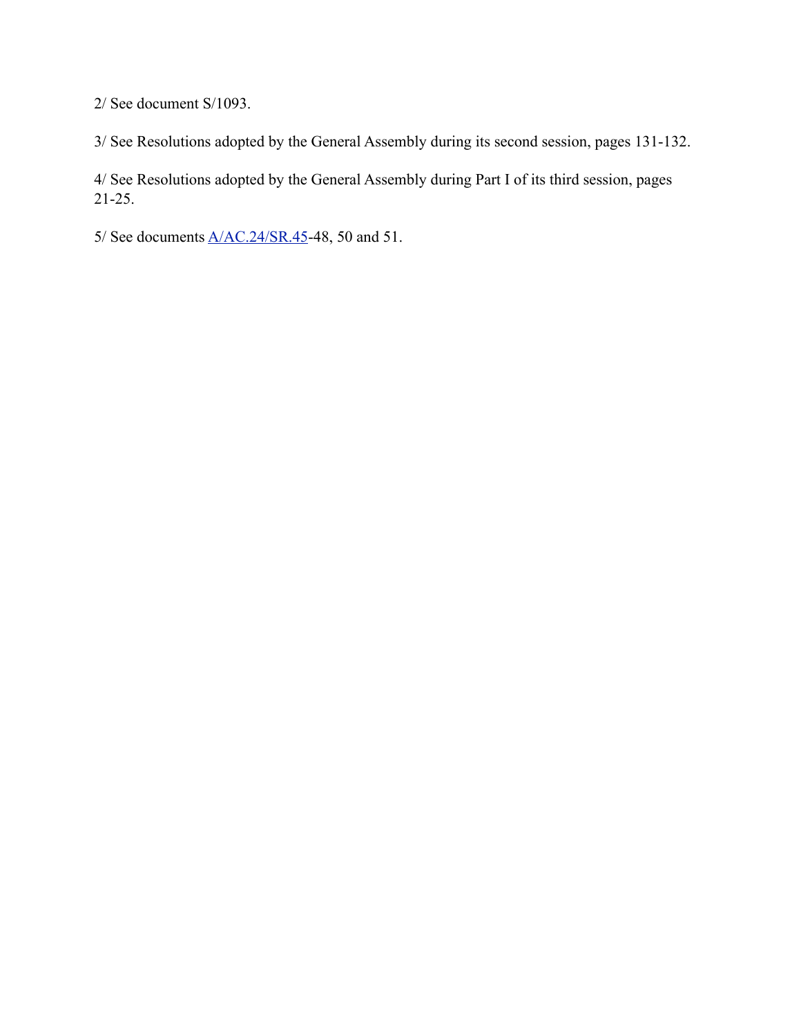2/ See document S/1093.

3/ See Resolutions adopted by the General Assembly during its second session, pages 131-132.

4/ See Resolutions adopted by the General Assembly during Part I of its third session, pages 21-25.

5/ See documents A/AC.24/SR.45-48, 50 and 51.